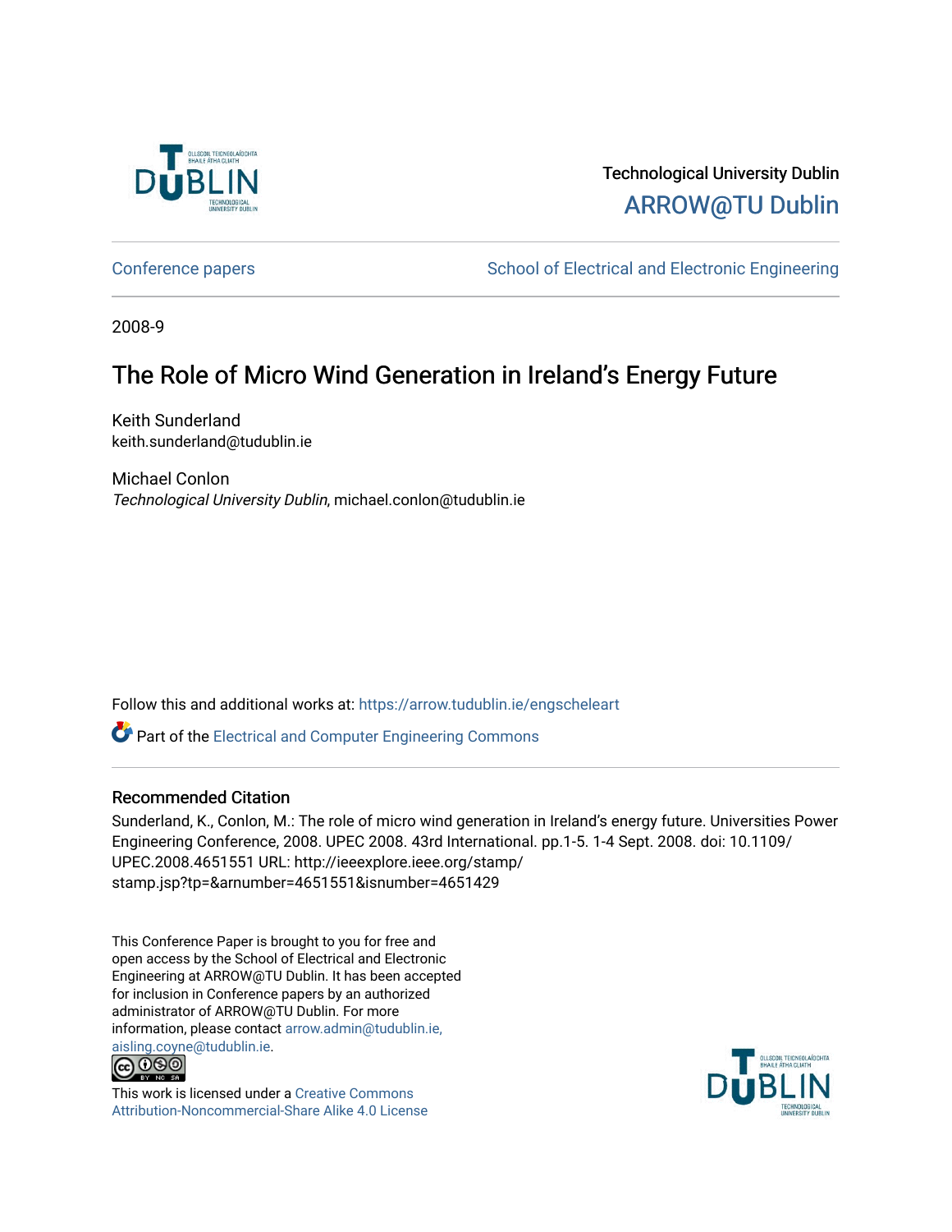Technological University Dublin

ARROW@TU Dublin

Conference papers

School of Electrical and Electronic Engineering

2008-9

# The Role of Micro Wind Generation in Ireland's Energy Future

Keith Sunderland
keith.sunderland@tudublin.ie

Michael Conlon
*Technological University Dublin*, michael.conlon@tudublin.ie

Follow this and additional works at: https://arrow.tudublin.ie/engscheleart

Part of the Electrical and Computer Engineering Commons

### Recommended Citation

Sunderland, K., Conlon, M.: The role of micro wind generation in Ireland's energy future. Universities Power Engineering Conference, 2008. UPEC 2008. 43rd International. pp.1-5. 1-4 Sept. 2008. doi: 10.1109/UPEC.2008.4651551 URL: http://ieeexplore.ieee.org/stamp/stamp.jsp?tp=&arnumber=4651551&isnumber=4651429

This Conference Paper is brought to you for free and open access by the School of Electrical and Electronic Engineering at ARROW@TU Dublin. It has been accepted for inclusion in Conference papers by an authorized administrator of ARROW@TU Dublin. For more information, please contact arrow.admin@tudublin.ie, aisling.coyne@tudublin.ie.

This work is licensed under a Creative Commons Attribution-Noncommercial-Share Alike 4.0 License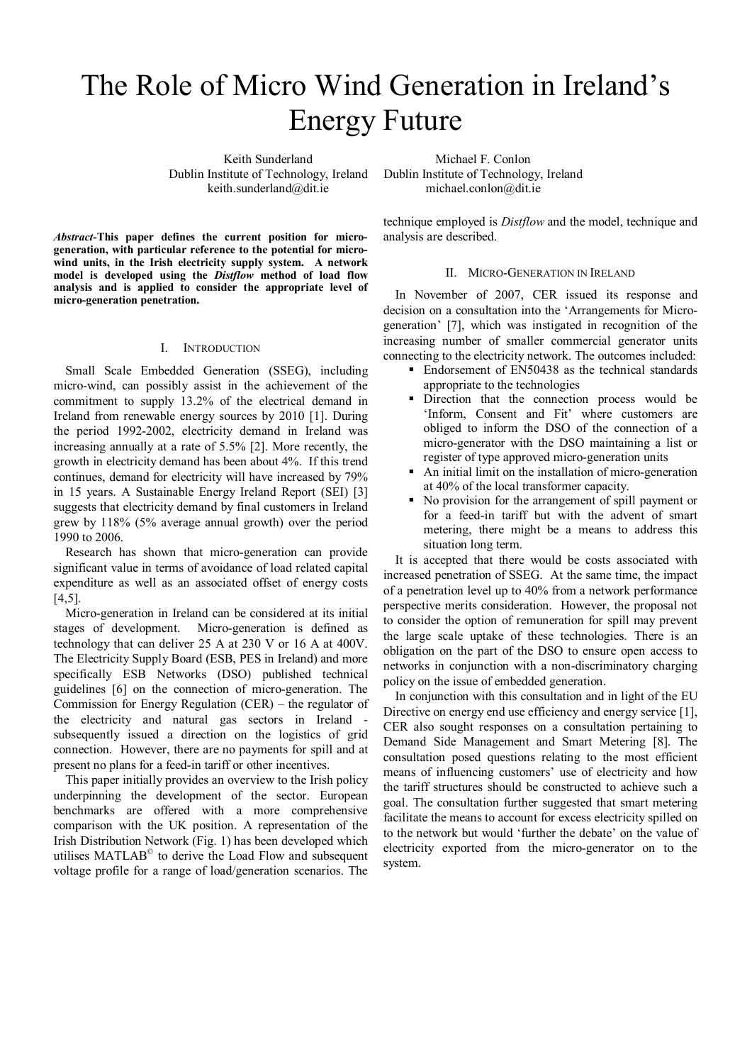# The Role of Micro Wind Generation in Ireland's Energy Future

Keith Sunderland
Dublin Institute of Technology, Ireland
keith.sunderland@dit.ie

Michael F. Conlon
Dublin Institute of Technology, Ireland
michael.conlon@dit.ie

***Abstract*-This paper defines the current position for micro-generation, with particular reference to the potential for micro-wind units, in the Irish electricity supply system. A network model is developed using the *Distflow* method of load flow analysis and is applied to consider the appropriate level of micro-generation penetration.**

## I. Introduction

Small Scale Embedded Generation (SSEG), including micro-wind, can possibly assist in the achievement of the commitment to supply 13.2% of the electrical demand in Ireland from renewable energy sources by 2010 [1]. During the period 1992-2002, electricity demand in Ireland was increasing annually at a rate of 5.5% [2]. More recently, the growth in electricity demand has been about 4%. If this trend continues, demand for electricity will have increased by 79% in 15 years. A Sustainable Energy Ireland Report (SEI) [3] suggests that electricity demand by final customers in Ireland grew by 118% (5% average annual growth) over the period 1990 to 2006.

Research has shown that micro-generation can provide significant value in terms of avoidance of load related capital expenditure as well as an associated offset of energy costs [4,5].

Micro-generation in Ireland can be considered at its initial stages of development. Micro-generation is defined as technology that can deliver 25 A at 230 V or 16 A at 400V. The Electricity Supply Board (ESB, PES in Ireland) and more specifically ESB Networks (DSO) published technical guidelines [6] on the connection of micro-generation. The Commission for Energy Regulation (CER) – the regulator of the electricity and natural gas sectors in Ireland - subsequently issued a direction on the logistics of grid connection. However, there are no payments for spill and at present no plans for a feed-in tariff or other incentives.

This paper initially provides an overview to the Irish policy underpinning the development of the sector. European benchmarks are offered with a more comprehensive comparison with the UK position. A representation of the Irish Distribution Network (Fig. 1) has been developed which utilises MATLAB© to derive the Load Flow and subsequent voltage profile for a range of load/generation scenarios. The technique employed is *Distflow* and the model, technique and analysis are described.

## II. Micro-Generation in Ireland

In November of 2007, CER issued its response and decision on a consultation into the 'Arrangements for Micro-generation' [7], which was instigated in recognition of the increasing number of smaller commercial generator units connecting to the electricity network. The outcomes included:

- Endorsement of EN50438 as the technical standards appropriate to the technologies
- Direction that the connection process would be 'Inform, Consent and Fit' where customers are obliged to inform the DSO of the connection of a micro-generator with the DSO maintaining a list or register of type approved micro-generation units
- An initial limit on the installation of micro-generation at 40% of the local transformer capacity.
- No provision for the arrangement of spill payment or for a feed-in tariff but with the advent of smart metering, there might be a means to address this situation long term.

It is accepted that there would be costs associated with increased penetration of SSEG. At the same time, the impact of a penetration level up to 40% from a network performance perspective merits consideration. However, the proposal not to consider the option of remuneration for spill may prevent the large scale uptake of these technologies. There is an obligation on the part of the DSO to ensure open access to networks in conjunction with a non-discriminatory charging policy on the issue of embedded generation.

In conjunction with this consultation and in light of the EU Directive on energy end use efficiency and energy service [1], CER also sought responses on a consultation pertaining to Demand Side Management and Smart Metering [8]. The consultation posed questions relating to the most efficient means of influencing customers' use of electricity and how the tariff structures should be constructed to achieve such a goal. The consultation further suggested that smart metering facilitate the means to account for excess electricity spilled on to the network but would 'further the debate' on the value of electricity exported from the micro-generator on to the system.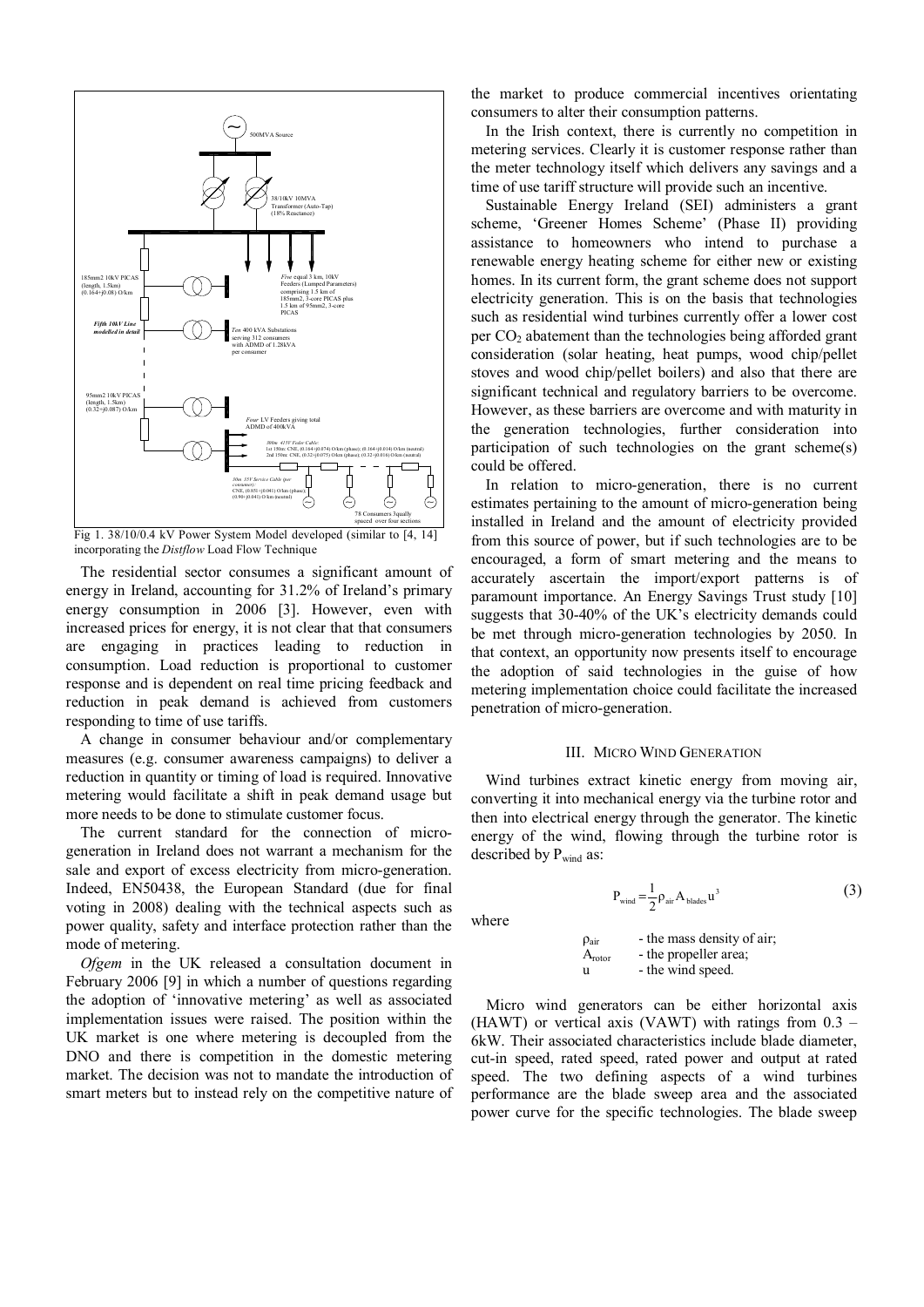Fig 1. 38/10/0.4 kV Power System Model developed (similar to [4, 14] incorporating the *Distflow* Load Flow Technique

The residential sector consumes a significant amount of energy in Ireland, accounting for 31.2% of Ireland's primary energy consumption in 2006 [3]. However, even with increased prices for energy, it is not clear that that consumers are engaging in practices leading to reduction in consumption. Load reduction is proportional to customer response and is dependent on real time pricing feedback and reduction in peak demand is achieved from customers responding to time of use tariffs.

A change in consumer behaviour and/or complementary measures (e.g. consumer awareness campaigns) to deliver a reduction in quantity or timing of load is required. Innovative metering would facilitate a shift in peak demand usage but more needs to be done to stimulate customer focus.

The current standard for the connection of micro-generation in Ireland does not warrant a mechanism for the sale and export of excess electricity from micro-generation. Indeed, EN50438, the European Standard (due for final voting in 2008) dealing with the technical aspects such as power quality, safety and interface protection rather than the mode of metering.

*Ofgem* in the UK released a consultation document in February 2006 [9] in which a number of questions regarding the adoption of 'innovative metering' as well as associated implementation issues were raised. The position within the UK market is one where metering is decoupled from the DNO and there is competition in the domestic metering market. The decision was not to mandate the introduction of smart meters but to instead rely on the competitive nature of the market to produce commercial incentives orientating consumers to alter their consumption patterns.

In the Irish context, there is currently no competition in metering services. Clearly it is customer response rather than the meter technology itself which delivers any savings and a time of use tariff structure will provide such an incentive.

Sustainable Energy Ireland (SEI) administers a grant scheme, 'Greener Homes Scheme' (Phase II) providing assistance to homeowners who intend to purchase a renewable energy heating scheme for either new or existing homes. In its current form, the grant scheme does not support electricity generation. This is on the basis that technologies such as residential wind turbines currently offer a lower cost per $CO_2$ abatement than the technologies being afforded grant consideration (solar heating, heat pumps, wood chip/pellet stoves and wood chip/pellet boilers) and also that there are significant technical and regulatory barriers to be overcome. However, as these barriers are overcome and with maturity in the generation technologies, further consideration into participation of such technologies on the grant scheme(s) could be offered.

In relation to micro-generation, there is no current estimates pertaining to the amount of micro-generation being installed in Ireland and the amount of electricity provided from this source of power, but if such technologies are to be encouraged, a form of smart metering and the means to accurately ascertain the import/export patterns is of paramount importance. An Energy Savings Trust study [10] suggests that 30-40% of the UK's electricity demands could be met through micro-generation technologies by 2050. In that context, an opportunity now presents itself to encourage the adoption of said technologies in the guise of how metering implementation choice could facilitate the increased penetration of micro-generation.

## III. Micro Wind Generation

Wind turbines extract kinetic energy from moving air, converting it into mechanical energy via the turbine rotor and then into electrical energy through the generator. The kinetic energy of the wind, flowing through the turbine rotor is described by $P_{wind}$ as:

$$P_{wind} = \frac{1}{2}\rho_{air} A_{blades} u^3 \tag{3}$$

where

$\rho_{air}$ - the mass density of air;
$A_{rotor}$ - the propeller area;
$u$ - the wind speed.

Micro wind generators can be either horizontal axis (HAWT) or vertical axis (VAWT) with ratings from 0.3 – 6kW. Their associated characteristics include blade diameter, cut-in speed, rated speed, rated power and output at rated speed. The two defining aspects of a wind turbines performance are the blade sweep area and the associated power curve for the specific technologies. The blade sweep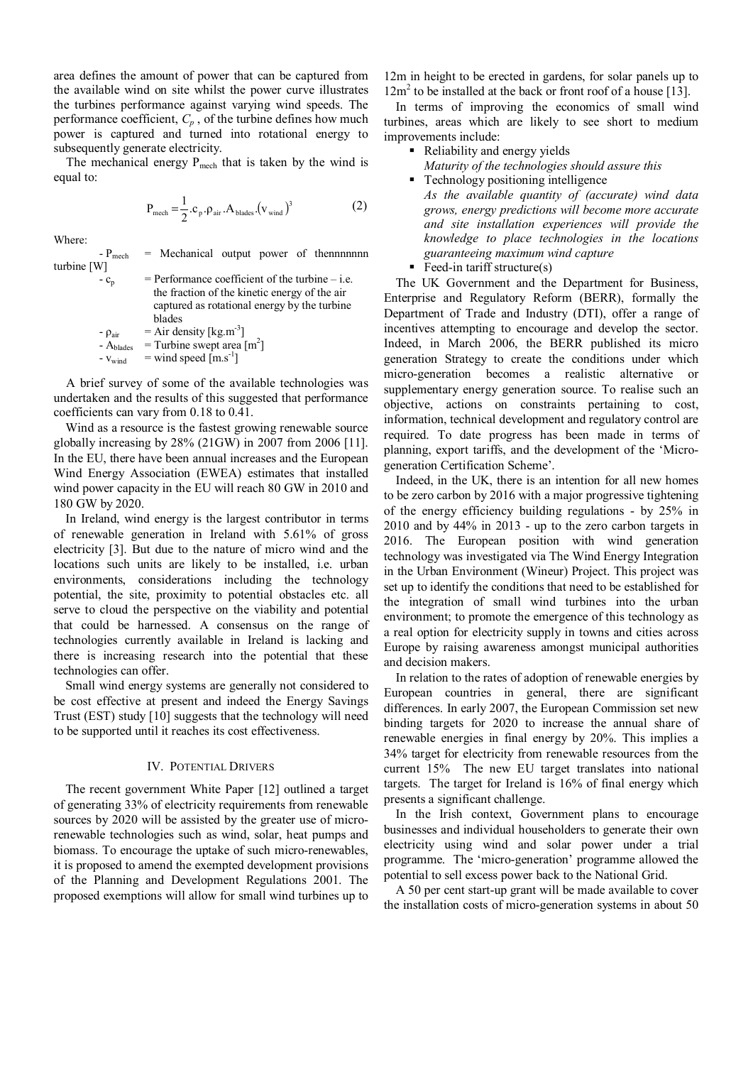area defines the amount of power that can be captured from the available wind on site whilst the power curve illustrates the turbines performance against varying wind speeds. The performance coefficient, $C_p$ , of the turbine defines how much power is captured and turned into rotational energy to subsequently generate electricity.

The mechanical energy $P_{mech}$ that is taken by the wind is equal to:

$$P_{mech} = \frac{1}{2} . c_p . \rho_{air} . A_{blades} . (v_{wind})^3 \quad (2)$$

Where:

- $P_{mech}$ = Mechanical output power of thennnnnnn turbine [W]
- $c_p$ = Performance coefficient of the turbine – i.e. the fraction of the kinetic energy of the air captured as rotational energy by the turbine blades
- $\rho_{air}$ = Air density [kg.m$^{-3}$]
- $A_{blades}$ = Turbine swept area [m$^2$]
- $v_{wind}$ = wind speed [m.s$^{-1}$]

A brief survey of some of the available technologies was undertaken and the results of this suggested that performance coefficients can vary from 0.18 to 0.41.

Wind as a resource is the fastest growing renewable source globally increasing by 28% (21GW) in 2007 from 2006 [11]. In the EU, there have been annual increases and the European Wind Energy Association (EWEA) estimates that installed wind power capacity in the EU will reach 80 GW in 2010 and 180 GW by 2020.

In Ireland, wind energy is the largest contributor in terms of renewable generation in Ireland with 5.61% of gross electricity [3]. But due to the nature of micro wind and the locations such units are likely to be installed, i.e. urban environments, considerations including the technology potential, the site, proximity to potential obstacles etc. all serve to cloud the perspective on the viability and potential that could be harnessed. A consensus on the range of technologies currently available in Ireland is lacking and there is increasing research into the potential that these technologies can offer.

Small wind energy systems are generally not considered to be cost effective at present and indeed the Energy Savings Trust (EST) study [10] suggests that the technology will need to be supported until it reaches its cost effectiveness.

## IV. Potential Drivers

The recent government White Paper [12] outlined a target of generating 33% of electricity requirements from renewable sources by 2020 will be assisted by the greater use of micro-renewable technologies such as wind, solar, heat pumps and biomass. To encourage the uptake of such micro-renewables, it is proposed to amend the exempted development provisions of the Planning and Development Regulations 2001. The proposed exemptions will allow for small wind turbines up to 12m in height to be erected in gardens, for solar panels up to 12m$^2$ to be installed at the back or front roof of a house [13].

In terms of improving the economics of small wind turbines, areas which are likely to see short to medium improvements include:

- Reliability and energy yields
  *Maturity of the technologies should assure this*
- Technology positioning intelligence
  *As the available quantity of (accurate) wind data grows, energy predictions will become more accurate and site installation experiences will provide the knowledge to place technologies in the locations guaranteeing maximum wind capture*
- Feed-in tariff structure(s)

The UK Government and the Department for Business, Enterprise and Regulatory Reform (BERR), formally the Department of Trade and Industry (DTI), offer a range of incentives attempting to encourage and develop the sector. Indeed, in March 2006, the BERR published its micro generation Strategy to create the conditions under which micro-generation becomes a realistic alternative or supplementary energy generation source. To realise such an objective, actions on constraints pertaining to cost, information, technical development and regulatory control are required. To date progress has been made in terms of planning, export tariffs, and the development of the 'Micro-generation Certification Scheme'.

Indeed, in the UK, there is an intention for all new homes to be zero carbon by 2016 with a major progressive tightening of the energy efficiency building regulations - by 25% in 2010 and by 44% in 2013 - up to the zero carbon targets in 2016. The European position with wind generation technology was investigated via The Wind Energy Integration in the Urban Environment (Wineur) Project. This project was set up to identify the conditions that need to be established for the integration of small wind turbines into the urban environment; to promote the emergence of this technology as a real option for electricity supply in towns and cities across Europe by raising awareness amongst municipal authorities and decision makers.

In relation to the rates of adoption of renewable energies by European countries in general, there are significant differences. In early 2007, the European Commission set new binding targets for 2020 to increase the annual share of renewable energies in final energy by 20%. This implies a 34% target for electricity from renewable resources from the current 15% The new EU target translates into national targets. The target for Ireland is 16% of final energy which presents a significant challenge.

In the Irish context, Government plans to encourage businesses and individual householders to generate their own electricity using wind and solar power under a trial programme. The 'micro-generation' programme allowed the potential to sell excess power back to the National Grid.

A 50 per cent start-up grant will be made available to cover the installation costs of micro-generation systems in about 50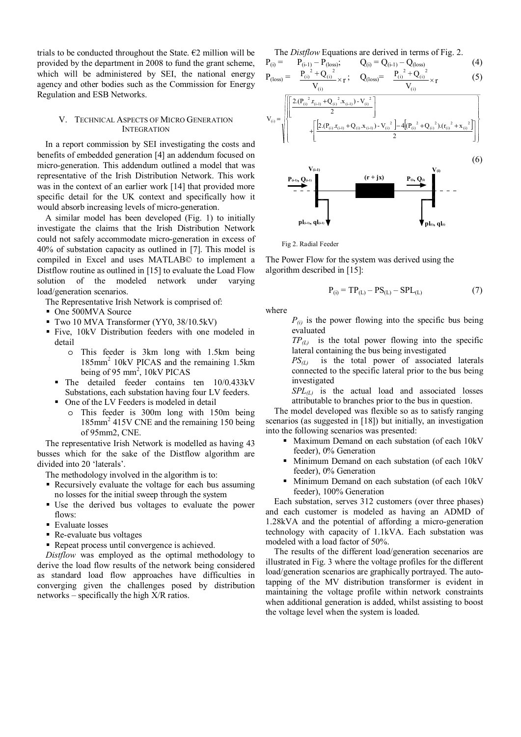trials to be conducted throughout the State. €2 million will be provided by the department in 2008 to fund the grant scheme, which will be administered by SEI, the national energy agency and other bodies such as the Commission for Energy Regulation and ESB Networks.

## V. Technical Aspects of Micro Generation Integration

In a report commission by SEI investigating the costs and benefits of embedded generation [4] an addendum focused on micro-generation. This addendum outlined a model that was representative of the Irish Distribution Network. This work was in the context of an earlier work [14] that provided more specific detail for the UK context and specifically how it would absorb increasing levels of micro-generation.

A similar model has been developed (Fig. 1) to initially investigate the claims that the Irish Distribution Network could not safely accommodate micro-generation in excess of 40% of substation capacity as outlined in [7]. This model is compiled in Excel and uses MATLAB© to implement a Distflow routine as outlined in [15] to evaluate the Load Flow solution of the modeled network under varying load/generation scenarios.

The Representative Irish Network is comprised of:

- One 500MVA Source
- Two 10 MVA Transformer (YY0, 38/10.5kV)
- Five, 10kV Distribution feeders with one modeled in detail
  - This feeder is 3km long with 1.5km being 185mm$^2$ 10kV PICAS and the remaining 1.5km being of 95 mm$^2$, 10kV PICAS
  - The detailed feeder contains ten 10/0.433kV Substations, each substation having four LV feeders.
  - One of the LV Feeders is modeled in detail
    - This feeder is 300m long with 150m being 185mm$^2$ 415V CNE and the remaining 150 being of 95mm2, CNE.

The representative Irish Network is modelled as having 43 busses which for the sake of the Distflow algorithm are divided into 20 'laterals'.

The methodology involved in the algorithm is to:

- Recursively evaluate the voltage for each bus assuming no losses for the initial sweep through the system
- Use the derived bus voltages to evaluate the power flows:
- Evaluate losses
- Re-evaluate bus voltages
- Repeat process until convergence is achieved.

*Distflow* was employed as the optimal methodology to derive the load flow results of the network being considered as standard load flow approaches have difficulties in converging given the challenges posed by distribution networks – specifically the high X/R ratios.

The *Distflow* Equations are derived in terms of Fig. 2.

$$P_{(i)} = P_{(i-1)} - P_{(loss)}; \qquad Q_{(i)} = Q_{(i-1)} - Q_{(loss)} \tag{4}$$

$$P_{(loss)} = \frac{P_{(i)}^2 + Q_{(i)}^2}{V_{(i)}} \times r; \qquad Q_{(loss)} = \frac{P_{(i)}^2 + Q_{(i)}^2}{V_{(i)}} \times r \tag{5}$$

$$V_{(i)} = \sqrt{\left\{ \left[ \frac{2.(P_{(i)}^2.r_{(i-1)} + Q_{(i)}^2.x_{(i-1)}) - V_{(i)}^2}{2} \right] + \left[ \frac{\left[2.(P_{(i)}.r_{(i-1)} + Q_{(i)}.x_{(i-1)}) - V_{(i)}^2\right] - 4\left[(P_{(i)}^2 + Q_{(i)}^2).(r_{(i)}^2 + x_{(i)}^2)\right]}{2} \right] \right\}} \tag{6}$$

Fig 2. Radial Feeder

The Power Flow for the system was derived using the algorithm described in [15]:

$$P_{(i)} = TP_{(L)} - PS_{(L)} - SPL_{(L)} \tag{7}$$

where

$P_{(i)}$ is the power flowing into the specific bus being evaluated

$TP_{(L)}$ is the total power flowing into the specific lateral containing the bus being investigated

$PS_{(L)}$ is the total power of associated laterals connected to the specific lateral prior to the bus being investigated

$SPL_{(L)}$ is the actual load and associated losses attributable to branches prior to the bus in question.

The model developed was flexible so as to satisfy ranging scenarios (as suggested in [18]) but initially, an investigation into the following scenarios was presented:

- Maximum Demand on each substation (of each 10kV feeder), 0% Generation
- Minimum Demand on each substation (of each 10kV feeder), 0% Generation
- Minimum Demand on each substation (of each 10kV feeder), 100% Generation

Each substation, serves 312 customers (over three phases) and each customer is modeled as having an ADMD of 1.28kVA and the potential of affording a micro-generation technology with capacity of 1.1kVA. Each substation was modeled with a load factor of 50%.

The results of the different load/generation secenarios are illustrated in Fig. 3 where the voltage profiles for the different load/generation scenarios are graphically portrayed. The auto-tapping of the MV distribution transformer is evident in maintaining the voltage profile within network constraints when additional generation is added, whilst assisting to boost the voltage level when the system is loaded.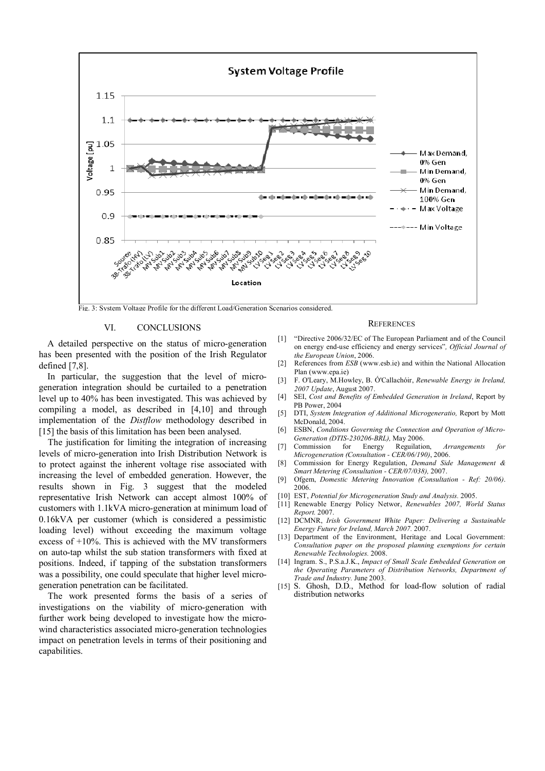System Voltage Profile

1.15
1.1
1.05
1
0.95
0.9
0.85

Voltage [pu]

Source
38-Trafo(HV)
38-Trafo(LV)
MV Sub1
MV Sub2
MV Sub3
MV Sub4
MV Sub5
MV Sub6
MV Sub7
MV Sub8
MV Sub9
MV Sub10
LV Seg1
LV Seg2
LV Seg3
LV Seg4
LV Seg5
LV Seg6
LV Seg7
LV Seg8
LV Seg9
LV Seg10

Location

Max Demand, 0% Gen
Min Demand, 0% Gen
Min Demand, 100% Gen
Max Voltage
Min Voltage

Fig. 3: System Voltage Profile for the different Load/Generation Scenarios considered.

## VI. CONCLUSIONS

A detailed perspective on the status of micro-generation has been presented with the position of the Irish Regulator defined [7,8].

In particular, the suggestion that the level of micro-generation integration should be curtailed to a penetration level up to 40% has been investigated. This was achieved by compiling a model, as described in [4,10] and through implementation of the *Distflow* methodology described in [15] the basis of this limitation has been been analysed.

The justification for limiting the integration of increasing levels of micro-generation into Irish Distribution Network is to protect against the inherent voltage rise associated with increasing the level of embedded generation. However, the results shown in Fig. 3 suggest that the modeled representative Irish Network can accept almost 100% of customers with 1.1kVA micro-generation at minimum load of 0.16kVA per customer (which is considered a pessimistic loading level) without exceeding the maximum voltage excess of +10%. This is achieved with the MV transformers on auto-tap whilst the sub station transformers with fixed at positions. Indeed, if tapping of the substation transformers was a possibility, one could speculate that higher level micro-generation penetration can be facilitated.

The work presented forms the basis of a series of investigations on the viability of micro-generation with further work being developed to investigate how the micro-wind characteristics associated micro-generation technologies impact on penetration levels in terms of their positioning and capabilities.

## REFERENCES

[1] "Directive 2006/32/EC of The European Parliament and of the Council on energy end-use efficiency and energy services", *Official Journal of the European Union*, 2006.

[2] References from *ESB* (www.esb.ie) and within the National Allocation Plan (www.epa.ie)

[3] F. O'Leary, M.Howley, B. Ó'Callachóir, *Renewable Energy in Ireland, 2007 Update*, August 2007.

[4] SEI, *Cost and Benefits of Embedded Generation in Ireland*, Report by PB Power, 2004

[5] DTI, *System Integration of Additional Microgeneratio,* Report by Mott McDonald, 2004.

[6] ESBN, *Conditions Governing the Connection and Operation of Micro-Generation (DTIS-230206-BRL),* May 2006.

[7] Commission for Energy Reguilation, *Arrangements for Microgeneration (Consultation - CER/06/190)*, 2006.

[8] Commission for Energy Regulation, *Demand Side Management & Smart Metering (Consultation - CER/07/038),* 2007.

[9] Ofgem, *Domestic Metering Innovation (Consultation - Ref: 20/06)*. 2006.

[10] EST, *Potential for Microgeneration Study and Analysis.* 2005.

[11] Renewable Energy Policy Networ, *Renewables 2007, World Status Report.* 2007.

[12] DCMNR, *Irish Government White Paper: Delivering a Sustainable Energy Future for Ireland, March 2007.* 2007.

[13] Department of the Environment, Heritage and Local Government: *Consultation paper on the proposed planning exemptions for certain Renewable Technologies.* 2008.

[14] Ingram. S., P.S.a.J.K., *Impact of Small Scale Embedded Generation on the Operating Parameters of Distribution Networks, Department of Trade and Industry.* June 2003.

[15] S. Ghosh, D.D., Method for load-flow solution of radial distribution networks